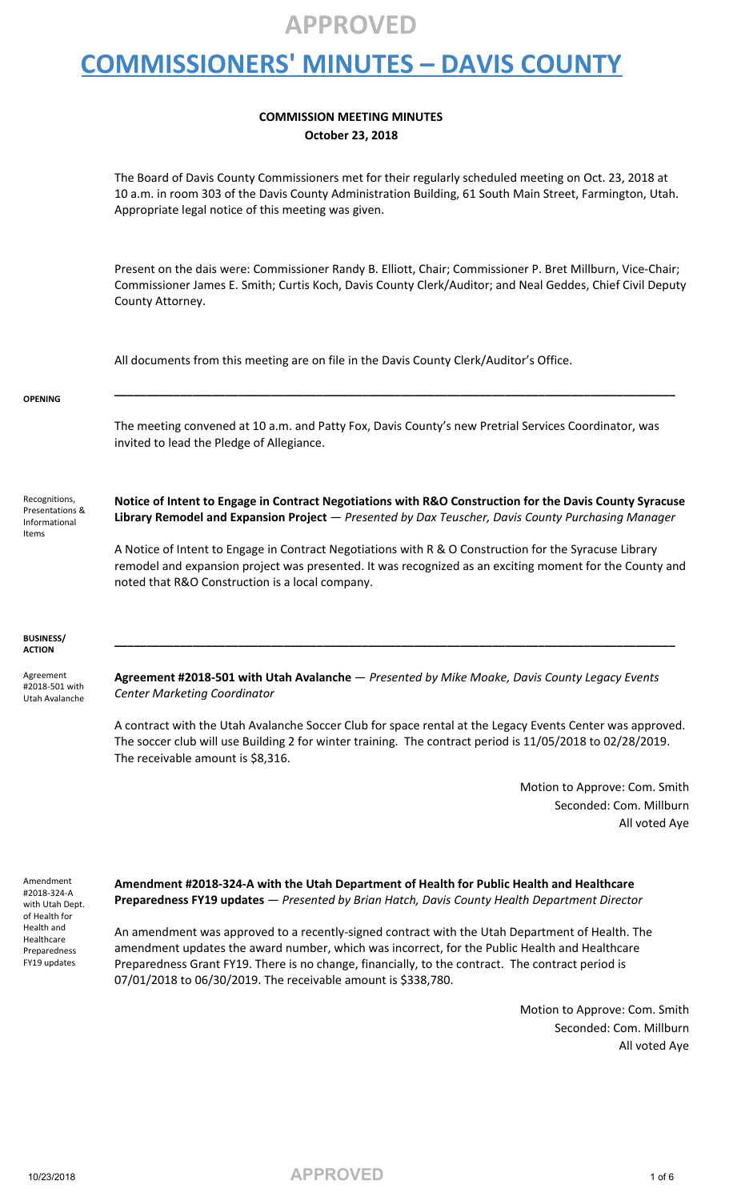# APPROVED

# COMMISSIONERS' MINUTES – DAVIS COUNTY

## COMMISSION MEETING MINUTES
**October 23, 2018**

The Board of Davis County Commissioners met for their regularly scheduled meeting on Oct. 23, 2018 at 10 a.m. in room 303 of the Davis County Administration Building, 61 South Main Street, Farmington, Utah. Appropriate legal notice of this meeting was given.

Present on the dais were: Commissioner Randy B. Elliott, Chair; Commissioner P. Bret Millburn, Vice-Chair; Commissioner James E. Smith; Curtis Koch, Davis County Clerk/Auditor; and Neal Geddes, Chief Civil Deputy County Attorney.

All documents from this meeting are on file in the Davis County Clerk/Auditor's Office.

**OPENING**

The meeting convened at 10 a.m. and Patty Fox, Davis County's new Pretrial Services Coordinator, was invited to lead the Pledge of Allegiance.

Recognitions, Presentations & Informational Items

**Notice of Intent to Engage in Contract Negotiations with R&O Construction for the Davis County Syracuse Library Remodel and Expansion Project** — *Presented by Dax Teuscher, Davis County Purchasing Manager*

A Notice of Intent to Engage in Contract Negotiations with R & O Construction for the Syracuse Library remodel and expansion project was presented. It was recognized as an exciting moment for the County and noted that R&O Construction is a local company.

**BUSINESS/ ACTION**

Agreement #2018-501 with Utah Avalanche

**Agreement #2018-501 with Utah Avalanche** — *Presented by Mike Moake, Davis County Legacy Events Center Marketing Coordinator*

A contract with the Utah Avalanche Soccer Club for space rental at the Legacy Events Center was approved. The soccer club will use Building 2 for winter training. The contract period is 11/05/2018 to 02/28/2019. The receivable amount is $8,316.

Motion to Approve: Com. Smith
Seconded: Com. Millburn
All voted Aye

Amendment #2018-324-A with Utah Dept. of Health for Health and Healthcare Preparedness FY19 updates

**Amendment #2018-324-A with the Utah Department of Health for Public Health and Healthcare Preparedness FY19 updates** — *Presented by Brian Hatch, Davis County Health Department Director*

An amendment was approved to a recently-signed contract with the Utah Department of Health. The amendment updates the award number, which was incorrect, for the Public Health and Healthcare Preparedness Grant FY19. There is no change, financially, to the contract. The contract period is 07/01/2018 to 06/30/2019. The receivable amount is $338,780.

Motion to Approve: Com. Smith
Seconded: Com. Millburn
All voted Aye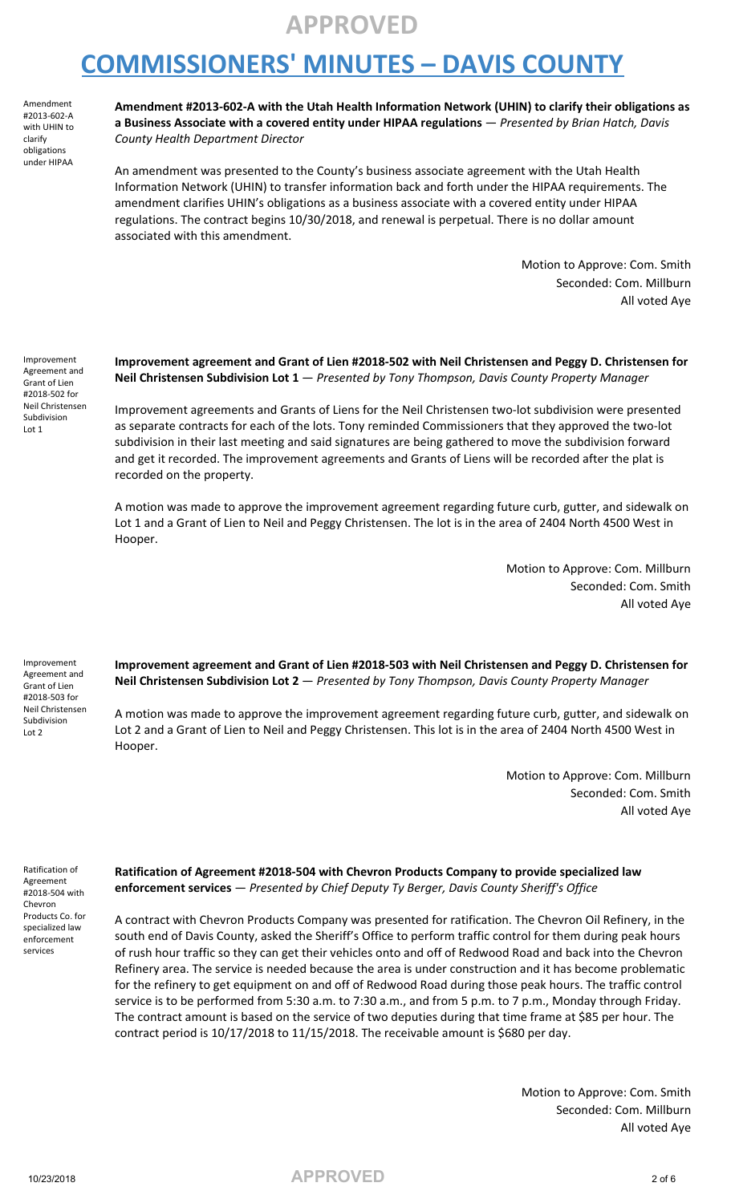Amendment #2013-602-A with UHIN to clarify obligations under HIPAA

**Amendment #2013-602-A with the Utah Health Information Network (UHIN) to clarify their obligations as a Business Associate with a covered entity under HIPAA regulations** — *Presented by Brian Hatch, Davis County Health Department Director*

An amendment was presented to the County's business associate agreement with the Utah Health Information Network (UHIN) to transfer information back and forth under the HIPAA requirements. The amendment clarifies UHIN's obligations as a business associate with a covered entity under HIPAA regulations. The contract begins 10/30/2018, and renewal is perpetual. There is no dollar amount associated with this amendment.

Motion to Approve: Com. Smith
Seconded: Com. Millburn
All voted Aye

Improvement Agreement and Grant of Lien #2018-502 for Neil Christensen Subdivision Lot 1

**Improvement agreement and Grant of Lien #2018-502 with Neil Christensen and Peggy D. Christensen for Neil Christensen Subdivision Lot 1** — *Presented by Tony Thompson, Davis County Property Manager*

Improvement agreements and Grants of Liens for the Neil Christensen two-lot subdivision were presented as separate contracts for each of the lots. Tony reminded Commissioners that they approved the two-lot subdivision in their last meeting and said signatures are being gathered to move the subdivision forward and get it recorded. The improvement agreements and Grants of Liens will be recorded after the plat is recorded on the property.

A motion was made to approve the improvement agreement regarding future curb, gutter, and sidewalk on Lot 1 and a Grant of Lien to Neil and Peggy Christensen. The lot is in the area of 2404 North 4500 West in Hooper.

Motion to Approve: Com. Millburn
Seconded: Com. Smith
All voted Aye

Improvement Agreement and Grant of Lien #2018-503 for Neil Christensen Subdivision Lot 2

**Improvement agreement and Grant of Lien #2018-503 with Neil Christensen and Peggy D. Christensen for Neil Christensen Subdivision Lot 2** — *Presented by Tony Thompson, Davis County Property Manager*

A motion was made to approve the improvement agreement regarding future curb, gutter, and sidewalk on Lot 2 and a Grant of Lien to Neil and Peggy Christensen. This lot is in the area of 2404 North 4500 West in Hooper.

Motion to Approve: Com. Millburn
Seconded: Com. Smith
All voted Aye

Ratification of Agreement #2018-504 with Chevron Products Co. for specialized law enforcement services

**Ratification of Agreement #2018-504 with Chevron Products Company to provide specialized law enforcement services** — *Presented by Chief Deputy Ty Berger, Davis County Sheriff's Office*

A contract with Chevron Products Company was presented for ratification. The Chevron Oil Refinery, in the south end of Davis County, asked the Sheriff's Office to perform traffic control for them during peak hours of rush hour traffic so they can get their vehicles onto and off of Redwood Road and back into the Chevron Refinery area. The service is needed because the area is under construction and it has become problematic for the refinery to get equipment on and off of Redwood Road during those peak hours. The traffic control service is to be performed from 5:30 a.m. to 7:30 a.m., and from 5 p.m. to 7 p.m., Monday through Friday. The contract amount is based on the service of two deputies during that time frame at $85 per hour. The contract period is 10/17/2018 to 11/15/2018. The receivable amount is $680 per day.

Motion to Approve: Com. Smith
Seconded: Com. Millburn
All voted Aye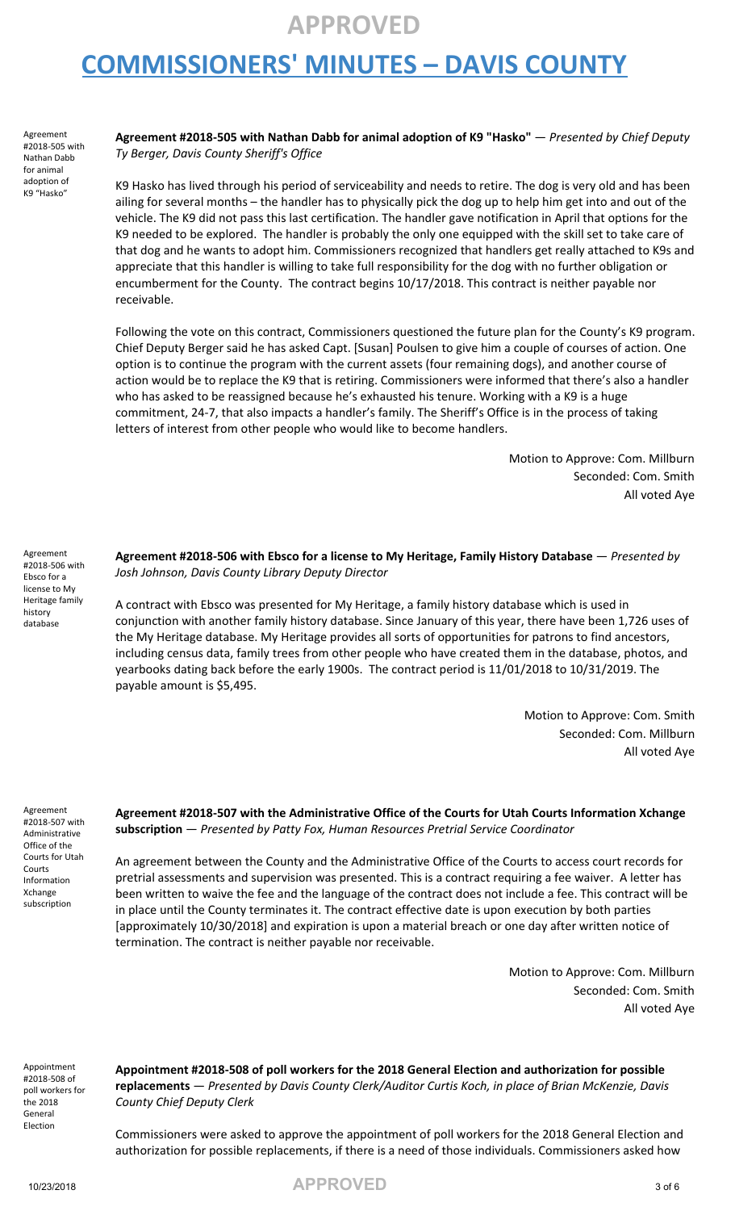Agreement #2018-505 with Nathan Dabb for animal adoption of K9 "Hasko"

**Agreement #2018-505 with Nathan Dabb for animal adoption of K9 "Hasko"** — *Presented by Chief Deputy Ty Berger, Davis County Sheriff's Office*

K9 Hasko has lived through his period of serviceability and needs to retire. The dog is very old and has been ailing for several months – the handler has to physically pick the dog up to help him get into and out of the vehicle. The K9 did not pass this last certification. The handler gave notification in April that options for the K9 needed to be explored. The handler is probably the only one equipped with the skill set to take care of that dog and he wants to adopt him. Commissioners recognized that handlers get really attached to K9s and appreciate that this handler is willing to take full responsibility for the dog with no further obligation or encumberment for the County. The contract begins 10/17/2018. This contract is neither payable nor receivable.

Following the vote on this contract, Commissioners questioned the future plan for the County's K9 program. Chief Deputy Berger said he has asked Capt. [Susan] Poulsen to give him a couple of courses of action. One option is to continue the program with the current assets (four remaining dogs), and another course of action would be to replace the K9 that is retiring. Commissioners were informed that there's also a handler who has asked to be reassigned because he's exhausted his tenure. Working with a K9 is a huge commitment, 24-7, that also impacts a handler's family. The Sheriff's Office is in the process of taking letters of interest from other people who would like to become handlers.

Motion to Approve: Com. Millburn
Seconded: Com. Smith
All voted Aye

Agreement #2018-506 with Ebsco for a license to My Heritage family history database

**Agreement #2018-506 with Ebsco for a license to My Heritage, Family History Database** — *Presented by Josh Johnson, Davis County Library Deputy Director*

A contract with Ebsco was presented for My Heritage, a family history database which is used in conjunction with another family history database. Since January of this year, there have been 1,726 uses of the My Heritage database. My Heritage provides all sorts of opportunities for patrons to find ancestors, including census data, family trees from other people who have created them in the database, photos, and yearbooks dating back before the early 1900s. The contract period is 11/01/2018 to 10/31/2019. The payable amount is $5,495.

Motion to Approve: Com. Smith
Seconded: Com. Millburn
All voted Aye

Agreement #2018-507 with Administrative Office of the Courts for Utah Courts Information Xchange subscription

**Agreement #2018-507 with the Administrative Office of the Courts for Utah Courts Information Xchange subscription** — *Presented by Patty Fox, Human Resources Pretrial Service Coordinator*

An agreement between the County and the Administrative Office of the Courts to access court records for pretrial assessments and supervision was presented. This is a contract requiring a fee waiver. A letter has been written to waive the fee and the language of the contract does not include a fee. This contract will be in place until the County terminates it. The contract effective date is upon execution by both parties [approximately 10/30/2018] and expiration is upon a material breach or one day after written notice of termination. The contract is neither payable nor receivable.

Motion to Approve: Com. Millburn
Seconded: Com. Smith
All voted Aye

Appointment #2018-508 of poll workers for the 2018 General Election

**Appointment #2018-508 of poll workers for the 2018 General Election and authorization for possible replacements** — *Presented by Davis County Clerk/Auditor Curtis Koch, in place of Brian McKenzie, Davis County Chief Deputy Clerk*

Commissioners were asked to approve the appointment of poll workers for the 2018 General Election and authorization for possible replacements, if there is a need of those individuals. Commissioners asked how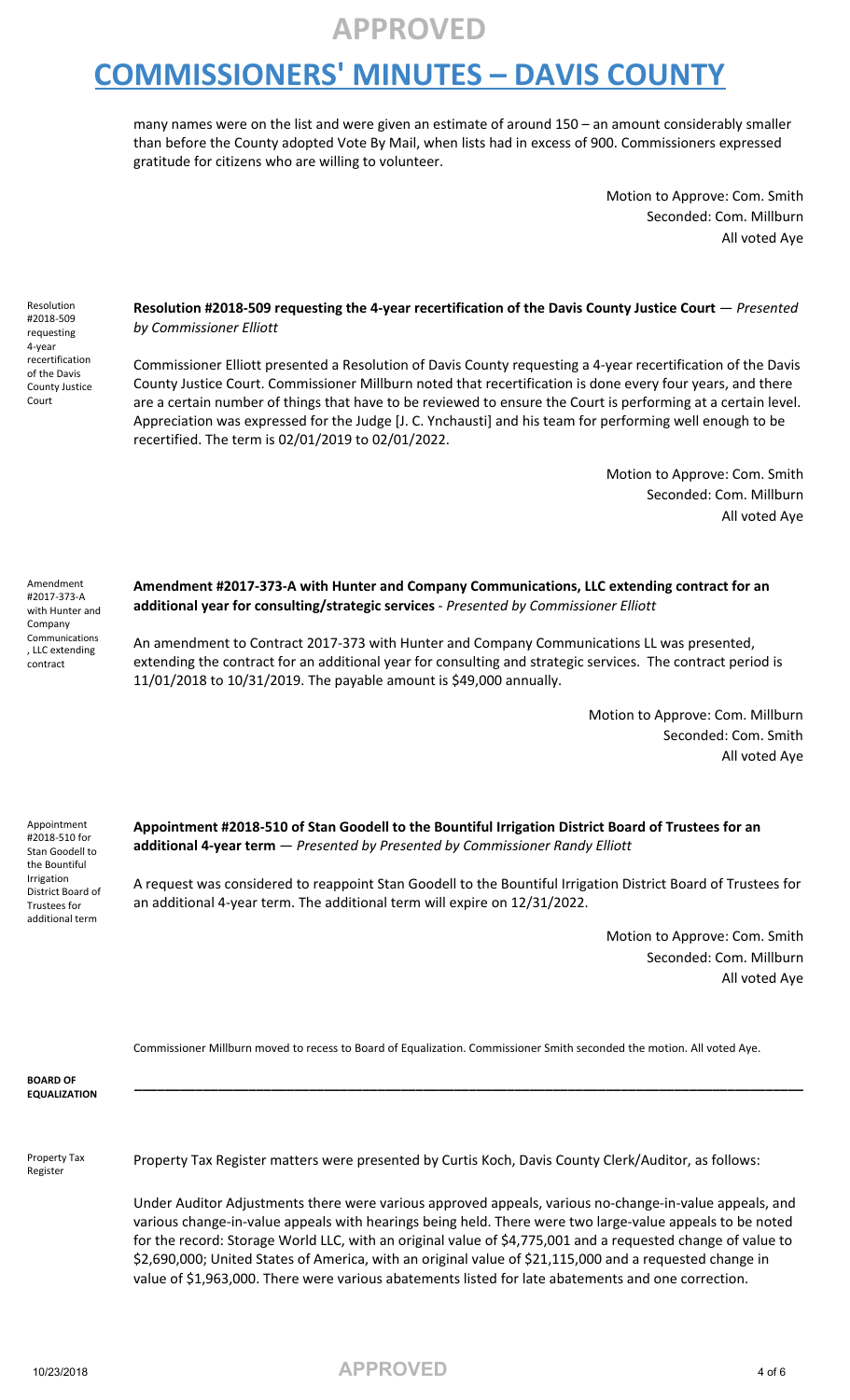many names were on the list and were given an estimate of around 150 – an amount considerably smaller than before the County adopted Vote By Mail, when lists had in excess of 900. Commissioners expressed gratitude for citizens who are willing to volunteer.

Motion to Approve: Com. Smith
Seconded: Com. Millburn
All voted Aye

Resolution #2018-509 requesting 4-year recertification of the Davis County Justice Court

**Resolution #2018-509 requesting the 4-year recertification of the Davis County Justice Court** — *Presented by Commissioner Elliott*

Commissioner Elliott presented a Resolution of Davis County requesting a 4-year recertification of the Davis County Justice Court. Commissioner Millburn noted that recertification is done every four years, and there are a certain number of things that have to be reviewed to ensure the Court is performing at a certain level. Appreciation was expressed for the Judge [J. C. Ynchausti] and his team for performing well enough to be recertified. The term is 02/01/2019 to 02/01/2022.

Motion to Approve: Com. Smith
Seconded: Com. Millburn
All voted Aye

Amendment #2017-373-A with Hunter and Company Communications, LLC extending contract

**Amendment #2017-373-A with Hunter and Company Communications, LLC extending contract for an additional year for consulting/strategic services** - *Presented by Commissioner Elliott*

An amendment to Contract 2017-373 with Hunter and Company Communications LL was presented, extending the contract for an additional year for consulting and strategic services. The contract period is 11/01/2018 to 10/31/2019. The payable amount is $49,000 annually.

Motion to Approve: Com. Millburn
Seconded: Com. Smith
All voted Aye

Appointment #2018-510 for Stan Goodell to the Bountiful Irrigation District Board of Trustees for additional term

**Appointment #2018-510 of Stan Goodell to the Bountiful Irrigation District Board of Trustees for an additional 4-year term** — *Presented by Presented by Commissioner Randy Elliott*

A request was considered to reappoint Stan Goodell to the Bountiful Irrigation District Board of Trustees for an additional 4-year term. The additional term will expire on 12/31/2022.

Motion to Approve: Com. Smith
Seconded: Com. Millburn
All voted Aye

Commissioner Millburn moved to recess to Board of Equalization. Commissioner Smith seconded the motion. All voted Aye.

**BOARD OF EQUALIZATION**

---

Property Tax Register

Property Tax Register matters were presented by Curtis Koch, Davis County Clerk/Auditor, as follows:

Under Auditor Adjustments there were various approved appeals, various no-change-in-value appeals, and various change-in-value appeals with hearings being held. There were two large-value appeals to be noted for the record: Storage World LLC, with an original value of $4,775,001 and a requested change of value to $2,690,000; United States of America, with an original value of $21,115,000 and a requested change in value of $1,963,000. There were various abatements listed for late abatements and one correction.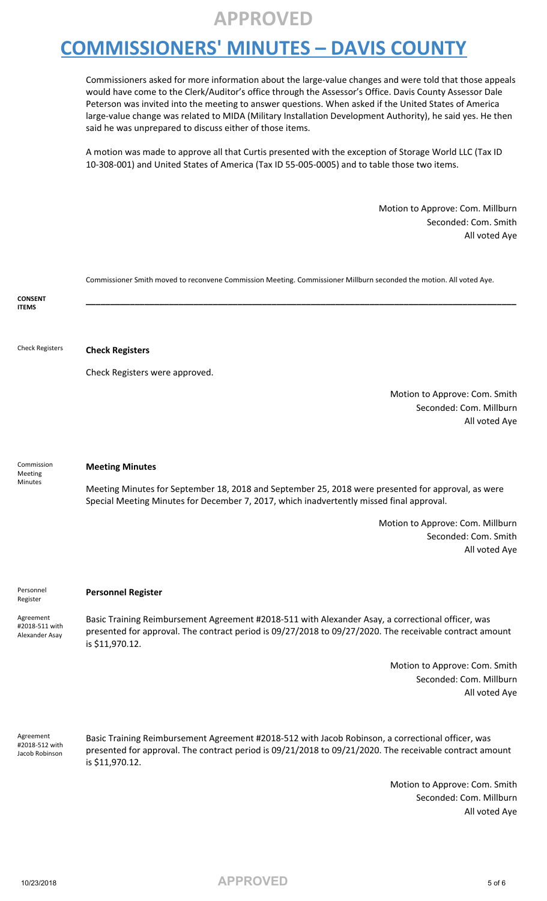Commissioners asked for more information about the large-value changes and were told that those appeals would have come to the Clerk/Auditor's office through the Assessor's Office. Davis County Assessor Dale Peterson was invited into the meeting to answer questions. When asked if the United States of America large-value change was related to MIDA (Military Installation Development Authority), he said yes. He then said he was unprepared to discuss either of those items.

A motion was made to approve all that Curtis presented with the exception of Storage World LLC (Tax ID 10-308-001) and United States of America (Tax ID 55-005-0005) and to table those two items.

Motion to Approve: Com. Millburn
Seconded: Com. Smith
All voted Aye

Commissioner Smith moved to reconvene Commission Meeting. Commissioner Millburn seconded the motion. All voted Aye.

**CONSENT ITEMS**

---

Check Registers

**Check Registers**

Check Registers were approved.

Motion to Approve: Com. Smith
Seconded: Com. Millburn
All voted Aye

Commission Meeting Minutes

**Meeting Minutes**

Meeting Minutes for September 18, 2018 and September 25, 2018 were presented for approval, as were Special Meeting Minutes for December 7, 2017, which inadvertently missed final approval.

Motion to Approve: Com. Millburn
Seconded: Com. Smith
All voted Aye

Personnel Register

**Personnel Register**

Agreement #2018-511 with Alexander Asay

Basic Training Reimbursement Agreement #2018-511 with Alexander Asay, a correctional officer, was presented for approval. The contract period is 09/27/2018 to 09/27/2020. The receivable contract amount is $11,970.12.

Motion to Approve: Com. Smith
Seconded: Com. Millburn
All voted Aye

Agreement #2018-512 with Jacob Robinson

Basic Training Reimbursement Agreement #2018-512 with Jacob Robinson, a correctional officer, was presented for approval. The contract period is 09/21/2018 to 09/21/2020. The receivable contract amount is $11,970.12.

Motion to Approve: Com. Smith
Seconded: Com. Millburn
All voted Aye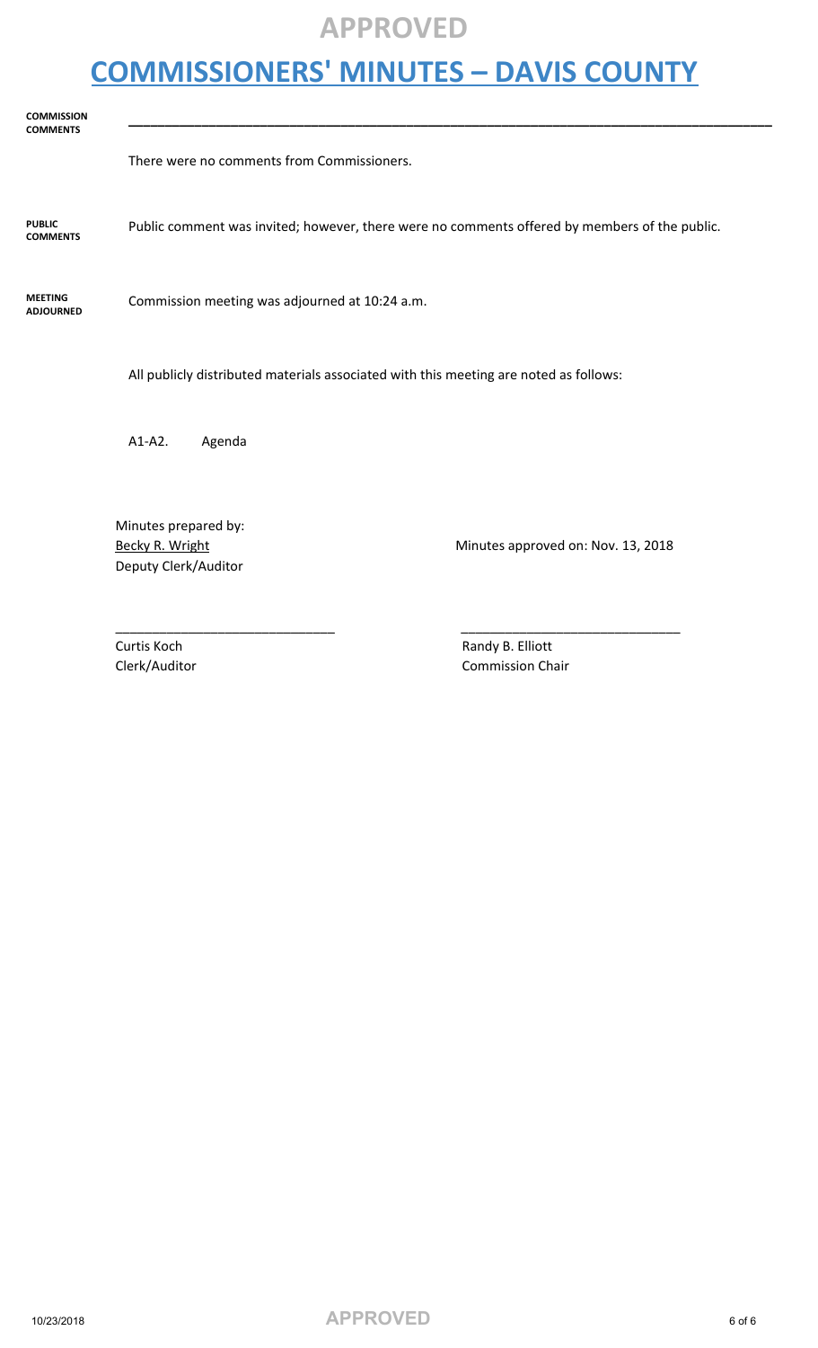# APPROVED

# COMMISSIONERS' MINUTES – DAVIS COUNTY

**COMMISSION COMMENTS**

There were no comments from Commissioners.

**PUBLIC COMMENTS**

Public comment was invited; however, there were no comments offered by members of the public.

**MEETING ADJOURNED**

Commission meeting was adjourned at 10:24 a.m.

All publicly distributed materials associated with this meeting are noted as follows:

A1-A2. Agenda

Minutes prepared by:
Becky R. Wright
Deputy Clerk/Auditor

Minutes approved on: Nov. 13, 2018

_____________________________
Curtis Koch
Clerk/Auditor

_____________________________
Randy B. Elliott
Commission Chair